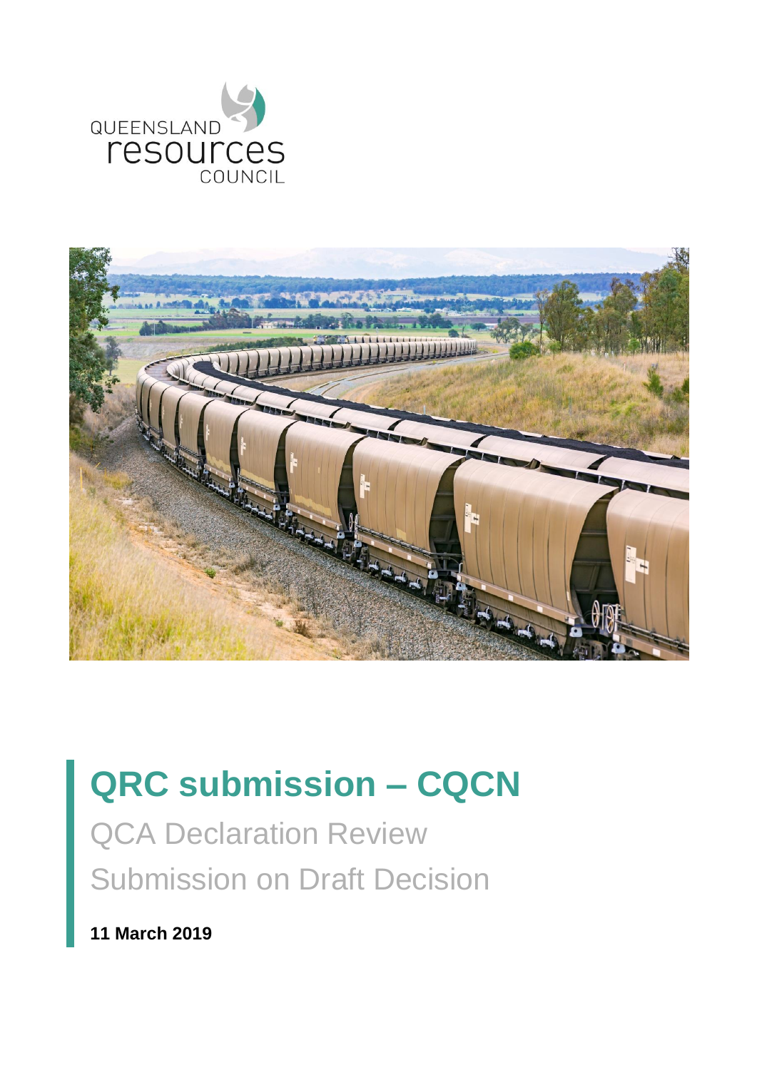# QRC submission – CQCN

## QCA Declaration Review

## Submission on Draft Decision

**11 March 2019**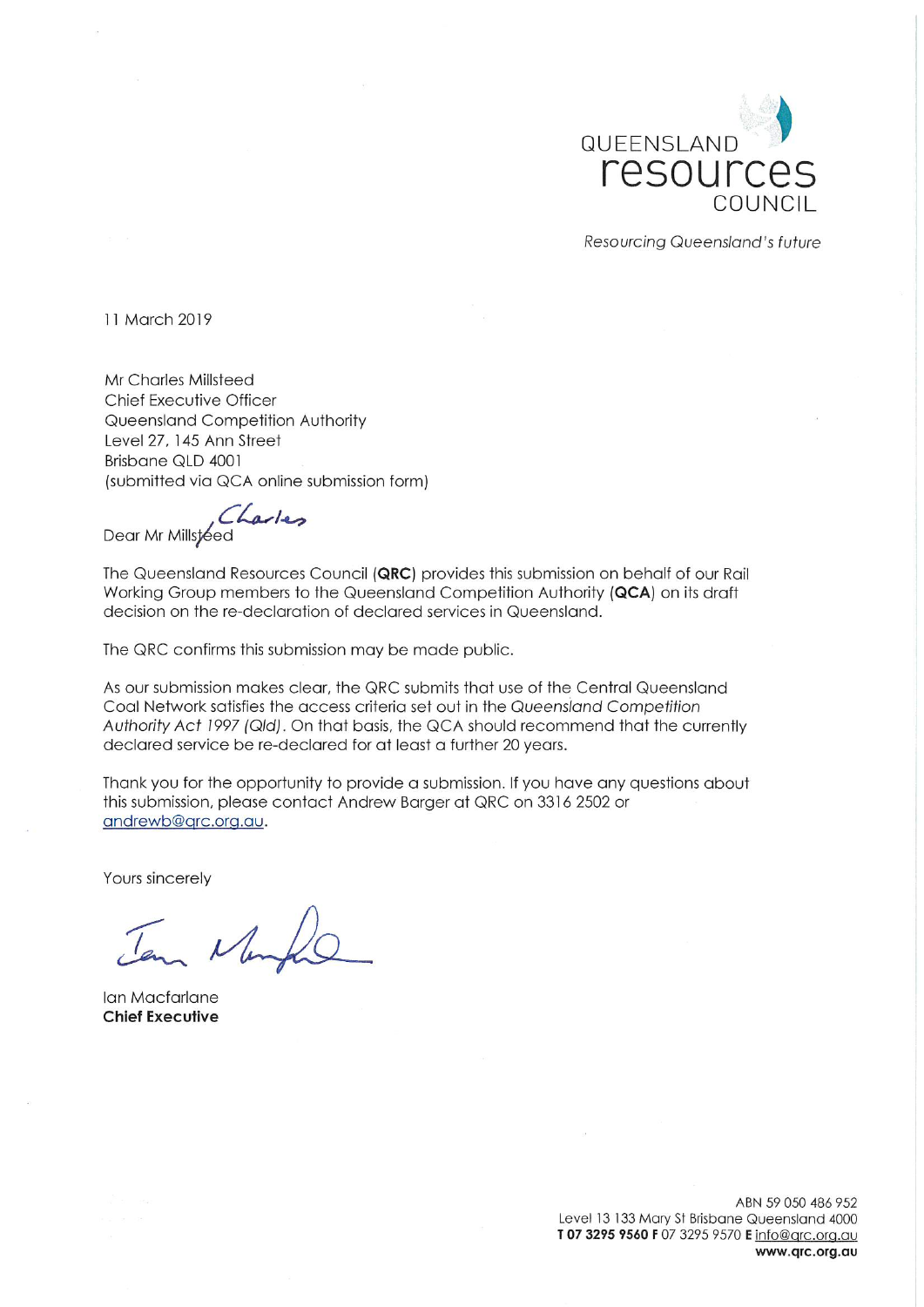QUEENSLAND
resources
COUNCIL

*Resourcing Queensland's future*

11 March 2019

Mr Charles Millsteed
Chief Executive Officer
Queensland Competition Authority
Level 27, 145 Ann Street
Brisbane QLD 4001
(submitted via QCA online submission form)

Dear ~~Mr Millsteed~~ Charles

The Queensland Resources Council (**QRC**) provides this submission on behalf of our Rail Working Group members to the Queensland Competition Authority (**QCA**) on its draft decision on the re-declaration of declared services in Queensland.

The QRC confirms this submission may be made public.

As our submission makes clear, the QRC submits that use of the Central Queensland Coal Network satisfies the access criteria set out in the *Queensland Competition Authority Act 1997 (Qld)*. On that basis, the QCA should recommend that the currently declared service be re-declared for at least a further 20 years.

Thank you for the opportunity to provide a submission. If you have any questions about this submission, please contact Andrew Barger at QRC on 3316 2502 or andrewb@qrc.org.au.

Yours sincerely

Ian Macfarlane
**Chief Executive**

ABN 59 050 486 952
Level 13 133 Mary St Brisbane Queensland 4000
**T 07 3295 9560 F** 07 3295 9570 **E** info@qrc.org.au
**www.qrc.org.au**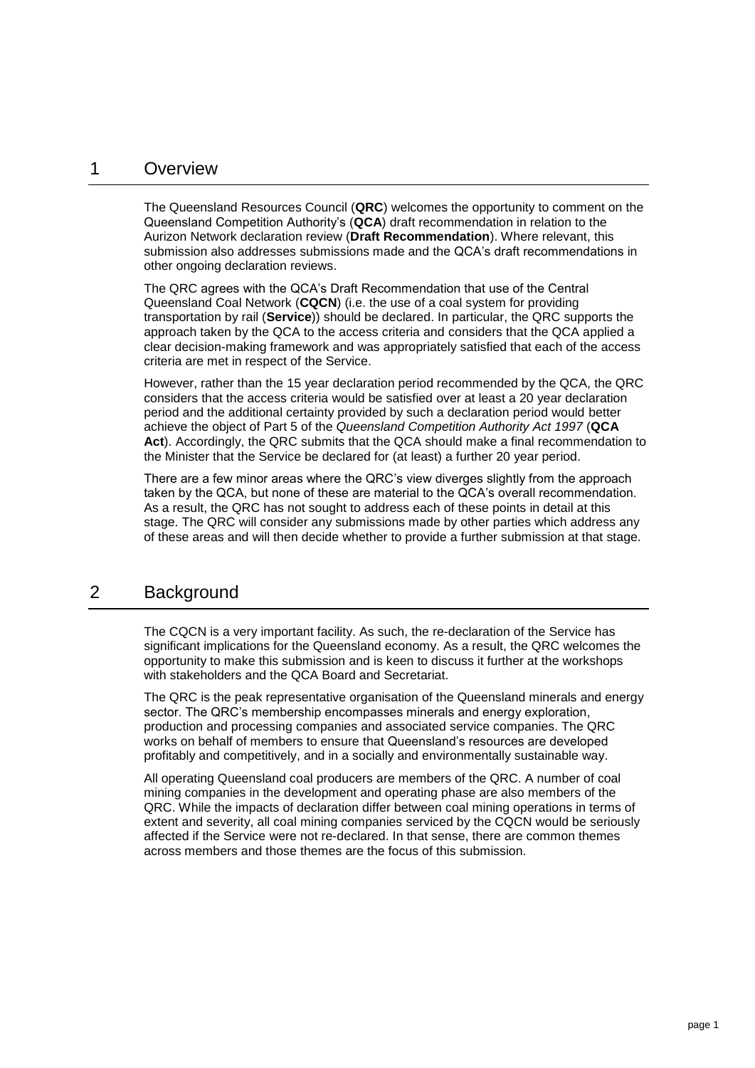# 1 Overview

The Queensland Resources Council (**QRC**) welcomes the opportunity to comment on the Queensland Competition Authority's (**QCA**) draft recommendation in relation to the Aurizon Network declaration review (**Draft Recommendation**). Where relevant, this submission also addresses submissions made and the QCA's draft recommendations in other ongoing declaration reviews.

The QRC agrees with the QCA's Draft Recommendation that use of the Central Queensland Coal Network (**CQCN**) (i.e. the use of a coal system for providing transportation by rail (**Service**)) should be declared. In particular, the QRC supports the approach taken by the QCA to the access criteria and considers that the QCA applied a clear decision-making framework and was appropriately satisfied that each of the access criteria are met in respect of the Service.

However, rather than the 15 year declaration period recommended by the QCA, the QRC considers that the access criteria would be satisfied over at least a 20 year declaration period and the additional certainty provided by such a declaration period would better achieve the object of Part 5 of the *Queensland Competition Authority Act 1997* (**QCA Act**). Accordingly, the QRC submits that the QCA should make a final recommendation to the Minister that the Service be declared for (at least) a further 20 year period.

There are a few minor areas where the QRC's view diverges slightly from the approach taken by the QCA, but none of these are material to the QCA's overall recommendation. As a result, the QRC has not sought to address each of these points in detail at this stage. The QRC will consider any submissions made by other parties which address any of these areas and will then decide whether to provide a further submission at that stage.

# 2 Background

The CQCN is a very important facility. As such, the re-declaration of the Service has significant implications for the Queensland economy. As a result, the QRC welcomes the opportunity to make this submission and is keen to discuss it further at the workshops with stakeholders and the QCA Board and Secretariat.

The QRC is the peak representative organisation of the Queensland minerals and energy sector. The QRC's membership encompasses minerals and energy exploration, production and processing companies and associated service companies. The QRC works on behalf of members to ensure that Queensland's resources are developed profitably and competitively, and in a socially and environmentally sustainable way.

All operating Queensland coal producers are members of the QRC. A number of coal mining companies in the development and operating phase are also members of the QRC. While the impacts of declaration differ between coal mining operations in terms of extent and severity, all coal mining companies serviced by the CQCN would be seriously affected if the Service were not re-declared. In that sense, there are common themes across members and those themes are the focus of this submission.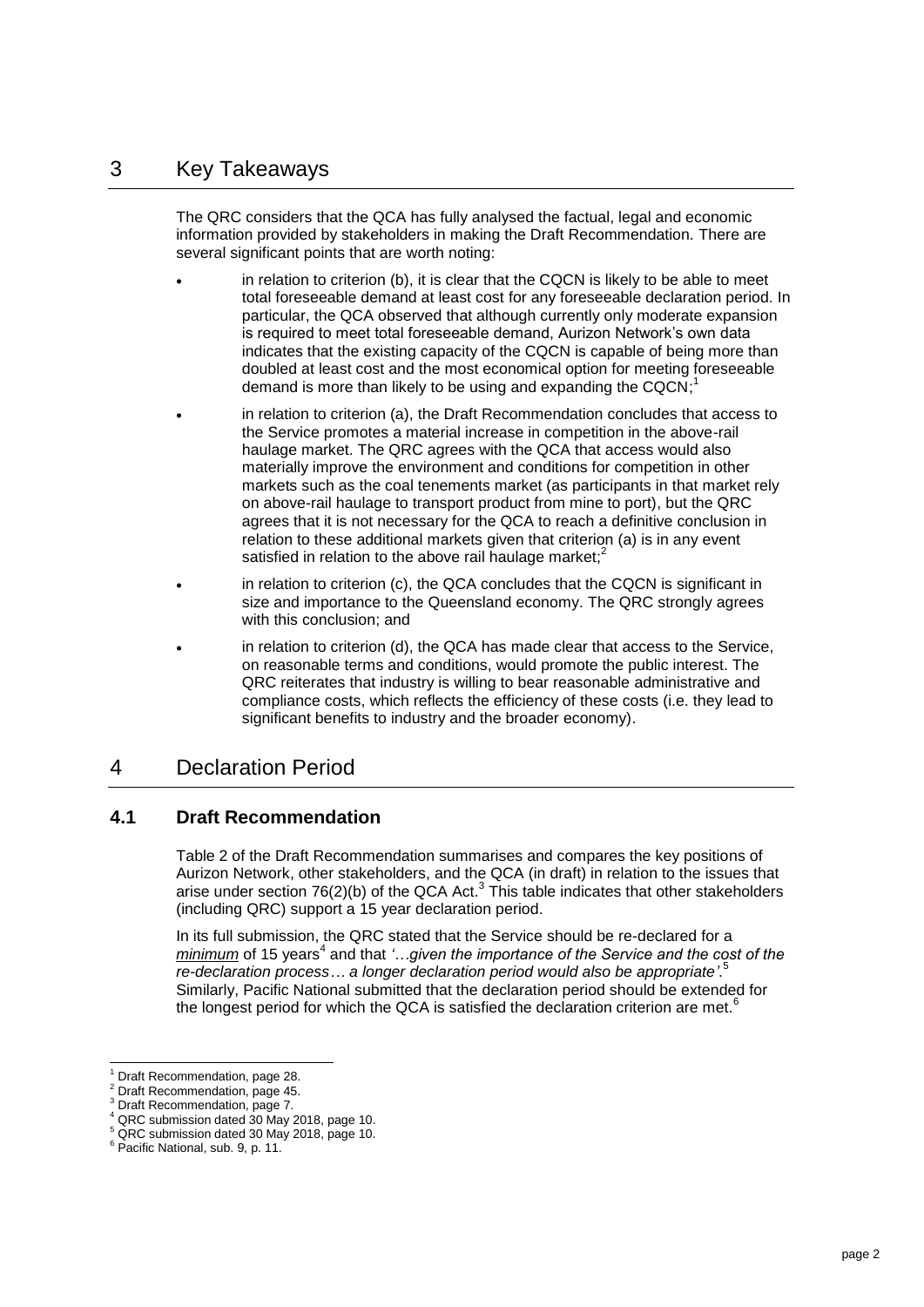# 3 Key Takeaways

The QRC considers that the QCA has fully analysed the factual, legal and economic information provided by stakeholders in making the Draft Recommendation. There are several significant points that are worth noting:

- in relation to criterion (b), it is clear that the CQCN is likely to be able to meet total foreseeable demand at least cost for any foreseeable declaration period. In particular, the QCA observed that although currently only moderate expansion is required to meet total foreseeable demand, Aurizon Network's own data indicates that the existing capacity of the CQCN is capable of being more than doubled at least cost and the most economical option for meeting foreseeable demand is more than likely to be using and expanding the CQCN;[1]
- in relation to criterion (a), the Draft Recommendation concludes that access to the Service promotes a material increase in competition in the above-rail haulage market. The QRC agrees with the QCA that access would also materially improve the environment and conditions for competition in other markets such as the coal tenements market (as participants in that market rely on above-rail haulage to transport product from mine to port), but the QRC agrees that it is not necessary for the QCA to reach a definitive conclusion in relation to these additional markets given that criterion (a) is in any event satisfied in relation to the above rail haulage market;[2]
- in relation to criterion (c), the QCA concludes that the CQCN is significant in size and importance to the Queensland economy. The QRC strongly agrees with this conclusion; and
- in relation to criterion (d), the QCA has made clear that access to the Service, on reasonable terms and conditions, would promote the public interest. The QRC reiterates that industry is willing to bear reasonable administrative and compliance costs, which reflects the efficiency of these costs (i.e. they lead to significant benefits to industry and the broader economy).

# 4 Declaration Period

## 4.1 Draft Recommendation

Table 2 of the Draft Recommendation summarises and compares the key positions of Aurizon Network, other stakeholders, and the QCA (in draft) in relation to the issues that arise under section 76(2)(b) of the QCA Act.[3] This table indicates that other stakeholders (including QRC) support a 15 year declaration period.

In its full submission, the QRC stated that the Service should be re-declared for a *minimum* of 15 years[4] and that *'…given the importance of the Service and the cost of the re-declaration process… a longer declaration period would also be appropriate'*.[5] Similarly, Pacific National submitted that the declaration period should be extended for the longest period for which the QCA is satisfied the declaration criterion are met.[6]

[1] Draft Recommendation, page 28.
[2] Draft Recommendation, page 45.
[3] Draft Recommendation, page 7.
[4] QRC submission dated 30 May 2018, page 10.
[5] QRC submission dated 30 May 2018, page 10.
[6] Pacific National, sub. 9, p. 11.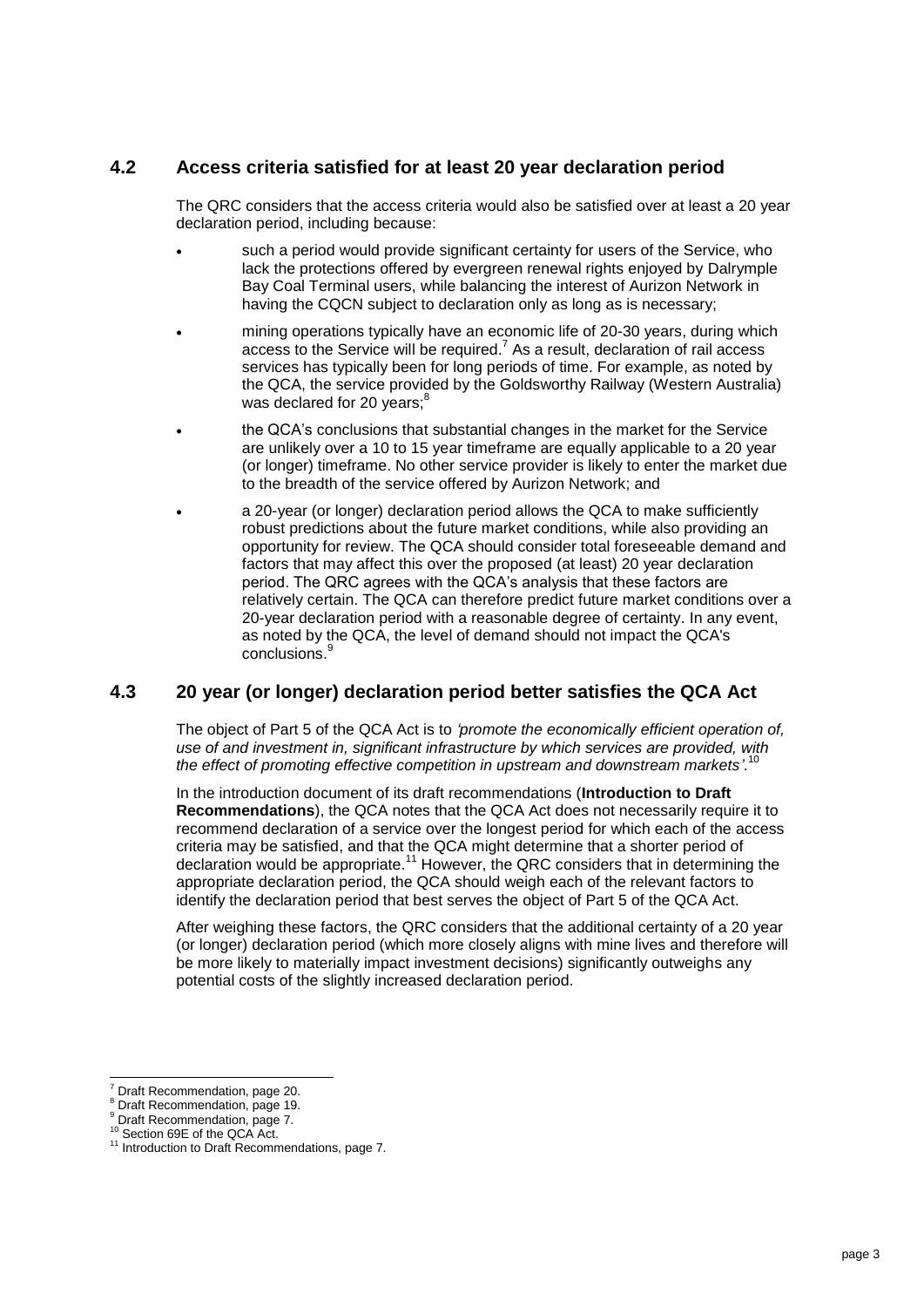## 4.2 Access criteria satisfied for at least 20 year declaration period

The QRC considers that the access criteria would also be satisfied over at least a 20 year declaration period, including because:

- such a period would provide significant certainty for users of the Service, who lack the protections offered by evergreen renewal rights enjoyed by Dalrymple Bay Coal Terminal users, while balancing the interest of Aurizon Network in having the CQCN subject to declaration only as long as is necessary;
- mining operations typically have an economic life of 20-30 years, during which access to the Service will be required.[7] As a result, declaration of rail access services has typically been for long periods of time. For example, as noted by the QCA, the service provided by the Goldsworthy Railway (Western Australia) was declared for 20 years;[8]
- the QCA's conclusions that substantial changes in the market for the Service are unlikely over a 10 to 15 year timeframe are equally applicable to a 20 year (or longer) timeframe. No other service provider is likely to enter the market due to the breadth of the service offered by Aurizon Network; and
- a 20-year (or longer) declaration period allows the QCA to make sufficiently robust predictions about the future market conditions, while also providing an opportunity for review. The QCA should consider total foreseeable demand and factors that may affect this over the proposed (at least) 20 year declaration period. The QRC agrees with the QCA's analysis that these factors are relatively certain. The QCA can therefore predict future market conditions over a 20-year declaration period with a reasonable degree of certainty. In any event, as noted by the QCA, the level of demand should not impact the QCA's conclusions.[9]

## 4.3 20 year (or longer) declaration period better satisfies the QCA Act

The object of Part 5 of the QCA Act is to *'promote the economically efficient operation of, use of and investment in, significant infrastructure by which services are provided, with the effect of promoting effective competition in upstream and downstream markets'*.[10]

In the introduction document of its draft recommendations (**Introduction to Draft Recommendations**), the QCA notes that the QCA Act does not necessarily require it to recommend declaration of a service over the longest period for which each of the access criteria may be satisfied, and that the QCA might determine that a shorter period of declaration would be appropriate.[11] However, the QRC considers that in determining the appropriate declaration period, the QCA should weigh each of the relevant factors to identify the declaration period that best serves the object of Part 5 of the QCA Act.

After weighing these factors, the QRC considers that the additional certainty of a 20 year (or longer) declaration period (which more closely aligns with mine lives and therefore will be more likely to materially impact investment decisions) significantly outweighs any potential costs of the slightly increased declaration period.

---

[7] Draft Recommendation, page 20.
[8] Draft Recommendation, page 19.
[9] Draft Recommendation, page 7.
[10] Section 69E of the QCA Act.
[11] Introduction to Draft Recommendations, page 7.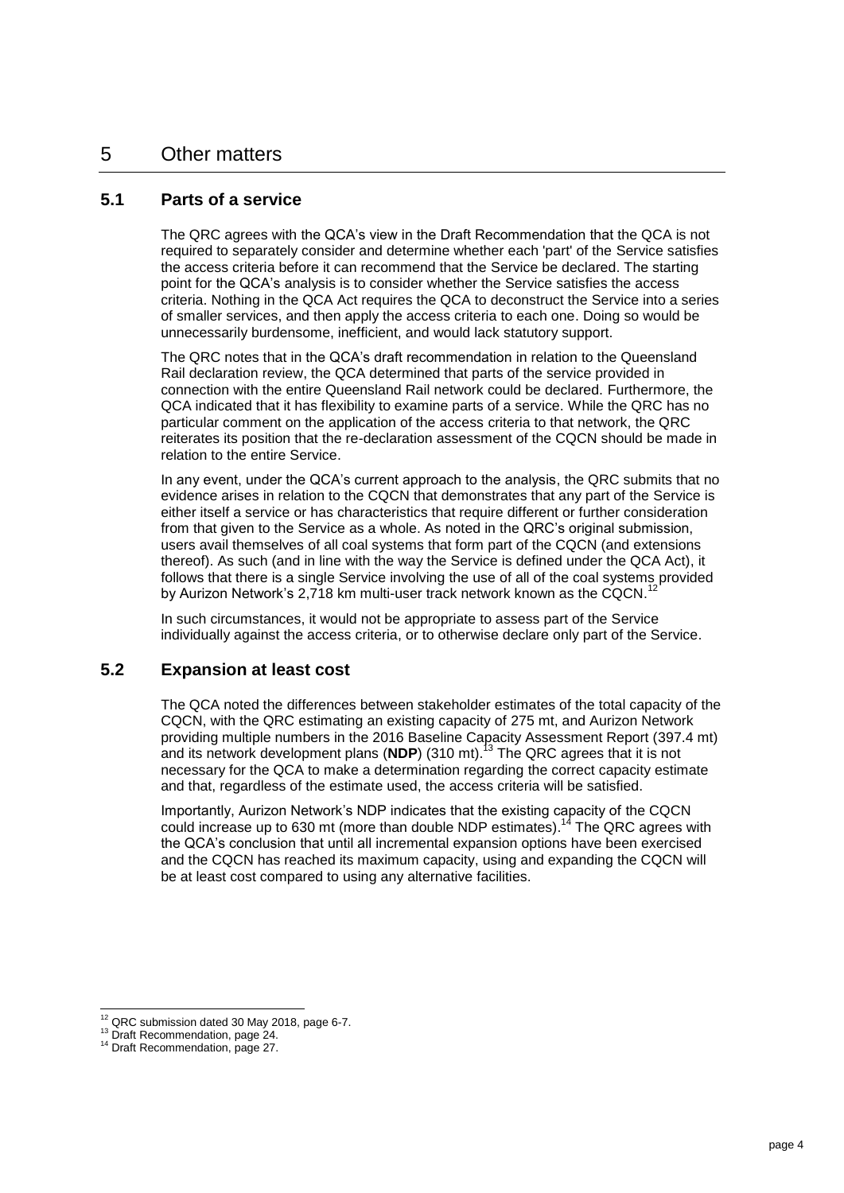# 5 Other matters

## 5.1 Parts of a service

The QRC agrees with the QCA's view in the Draft Recommendation that the QCA is not required to separately consider and determine whether each 'part' of the Service satisfies the access criteria before it can recommend that the Service be declared. The starting point for the QCA's analysis is to consider whether the Service satisfies the access criteria. Nothing in the QCA Act requires the QCA to deconstruct the Service into a series of smaller services, and then apply the access criteria to each one. Doing so would be unnecessarily burdensome, inefficient, and would lack statutory support.

The QRC notes that in the QCA's draft recommendation in relation to the Queensland Rail declaration review, the QCA determined that parts of the service provided in connection with the entire Queensland Rail network could be declared. Furthermore, the QCA indicated that it has flexibility to examine parts of a service. While the QRC has no particular comment on the application of the access criteria to that network, the QRC reiterates its position that the re-declaration assessment of the CQCN should be made in relation to the entire Service.

In any event, under the QCA's current approach to the analysis, the QRC submits that no evidence arises in relation to the CQCN that demonstrates that any part of the Service is either itself a service or has characteristics that require different or further consideration from that given to the Service as a whole. As noted in the QRC's original submission, users avail themselves of all coal systems that form part of the CQCN (and extensions thereof). As such (and in line with the way the Service is defined under the QCA Act), it follows that there is a single Service involving the use of all of the coal systems provided by Aurizon Network's 2,718 km multi-user track network known as the CQCN.[12]

In such circumstances, it would not be appropriate to assess part of the Service individually against the access criteria, or to otherwise declare only part of the Service.

## 5.2 Expansion at least cost

The QCA noted the differences between stakeholder estimates of the total capacity of the CQCN, with the QRC estimating an existing capacity of 275 mt, and Aurizon Network providing multiple numbers in the 2016 Baseline Capacity Assessment Report (397.4 mt) and its network development plans (**NDP**) (310 mt).[13] The QRC agrees that it is not necessary for the QCA to make a determination regarding the correct capacity estimate and that, regardless of the estimate used, the access criteria will be satisfied.

Importantly, Aurizon Network's NDP indicates that the existing capacity of the CQCN could increase up to 630 mt (more than double NDP estimates).[14] The QRC agrees with the QCA's conclusion that until all incremental expansion options have been exercised and the CQCN has reached its maximum capacity, using and expanding the CQCN will be at least cost compared to using any alternative facilities.

---

[12] QRC submission dated 30 May 2018, page 6-7.

[13] Draft Recommendation, page 24.

[14] Draft Recommendation, page 27.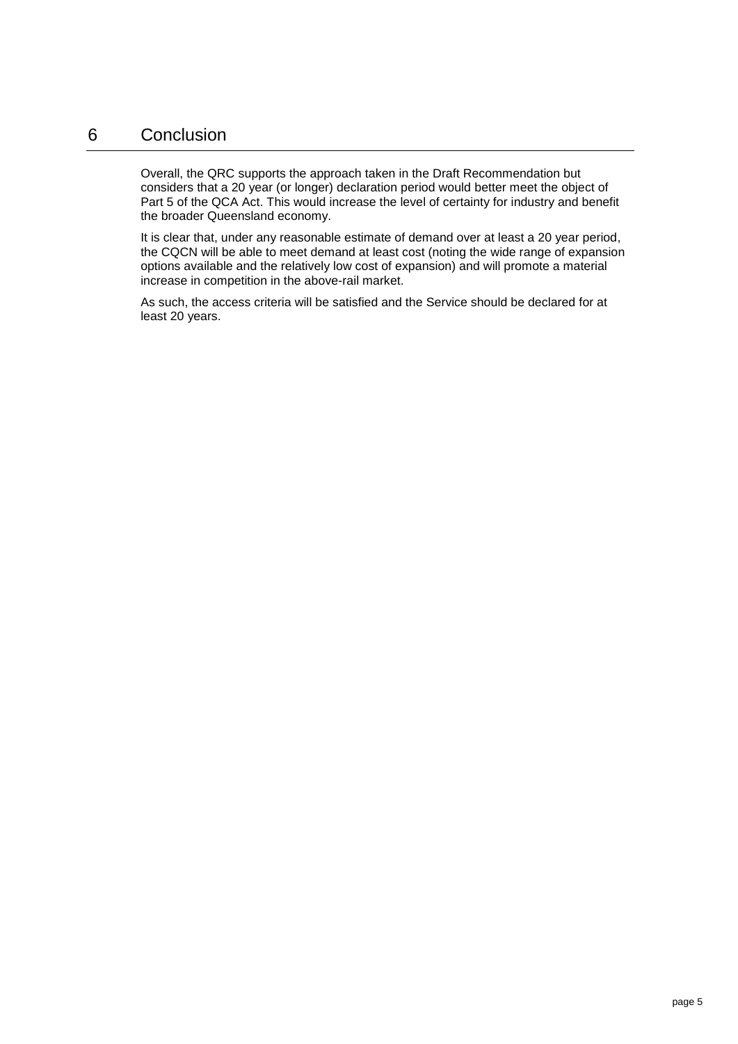# 6 Conclusion

Overall, the QRC supports the approach taken in the Draft Recommendation but considers that a 20 year (or longer) declaration period would better meet the object of Part 5 of the QCA Act. This would increase the level of certainty for industry and benefit the broader Queensland economy.

It is clear that, under any reasonable estimate of demand over at least a 20 year period, the CQCN will be able to meet demand at least cost (noting the wide range of expansion options available and the relatively low cost of expansion) and will promote a material increase in competition in the above-rail market.

As such, the access criteria will be satisfied and the Service should be declared for at least 20 years.